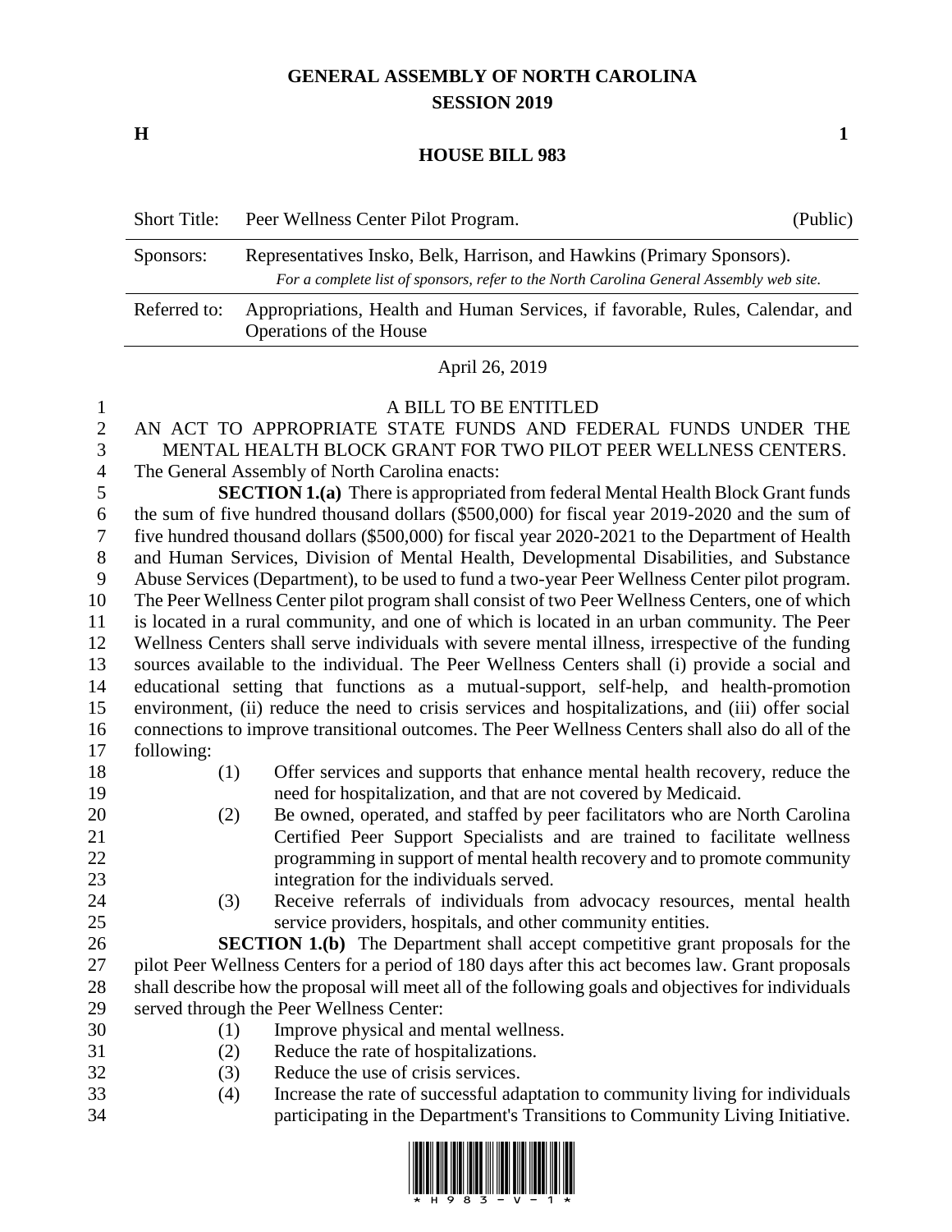# GENERAL ASSEMBLY OF NORTH CAROLINA
## SESSION 2019

**H** **1**

## HOUSE BILL 983

| Short Title: | Peer Wellness Center Pilot Program. (Public) |
|---|---|
| Sponsors: | Representatives Insko, Belk, Harrison, and Hawkins (Primary Sponsors). *For a complete list of sponsors, refer to the North Carolina General Assembly web site.* |
| Referred to: | Appropriations, Health and Human Services, if favorable, Rules, Calendar, and Operations of the House |

April 26, 2019

A BILL TO BE ENTITLED

AN ACT TO APPROPRIATE STATE FUNDS AND FEDERAL FUNDS UNDER THE MENTAL HEALTH BLOCK GRANT FOR TWO PILOT PEER WELLNESS CENTERS.

The General Assembly of North Carolina enacts:

**SECTION 1.(a)** There is appropriated from federal Mental Health Block Grant funds the sum of five hundred thousand dollars ($500,000) for fiscal year 2019-2020 and the sum of five hundred thousand dollars ($500,000) for fiscal year 2020-2021 to the Department of Health and Human Services, Division of Mental Health, Developmental Disabilities, and Substance Abuse Services (Department), to be used to fund a two-year Peer Wellness Center pilot program. The Peer Wellness Center pilot program shall consist of two Peer Wellness Centers, one of which is located in a rural community, and one of which is located in an urban community. The Peer Wellness Centers shall serve individuals with severe mental illness, irrespective of the funding sources available to the individual. The Peer Wellness Centers shall (i) provide a social and educational setting that functions as a mutual-support, self-help, and health-promotion environment, (ii) reduce the need to crisis services and hospitalizations, and (iii) offer social connections to improve transitional outcomes. The Peer Wellness Centers shall also do all of the following:

(1) Offer services and supports that enhance mental health recovery, reduce the need for hospitalization, and that are not covered by Medicaid.

(2) Be owned, operated, and staffed by peer facilitators who are North Carolina Certified Peer Support Specialists and are trained to facilitate wellness programming in support of mental health recovery and to promote community integration for the individuals served.

(3) Receive referrals of individuals from advocacy resources, mental health service providers, hospitals, and other community entities.

**SECTION 1.(b)** The Department shall accept competitive grant proposals for the pilot Peer Wellness Centers for a period of 180 days after this act becomes law. Grant proposals shall describe how the proposal will meet all of the following goals and objectives for individuals served through the Peer Wellness Center:

(1) Improve physical and mental wellness.

(2) Reduce the rate of hospitalizations.

(3) Reduce the use of crisis services.

(4) Increase the rate of successful adaptation to community living for individuals participating in the Department's Transitions to Community Living Initiative.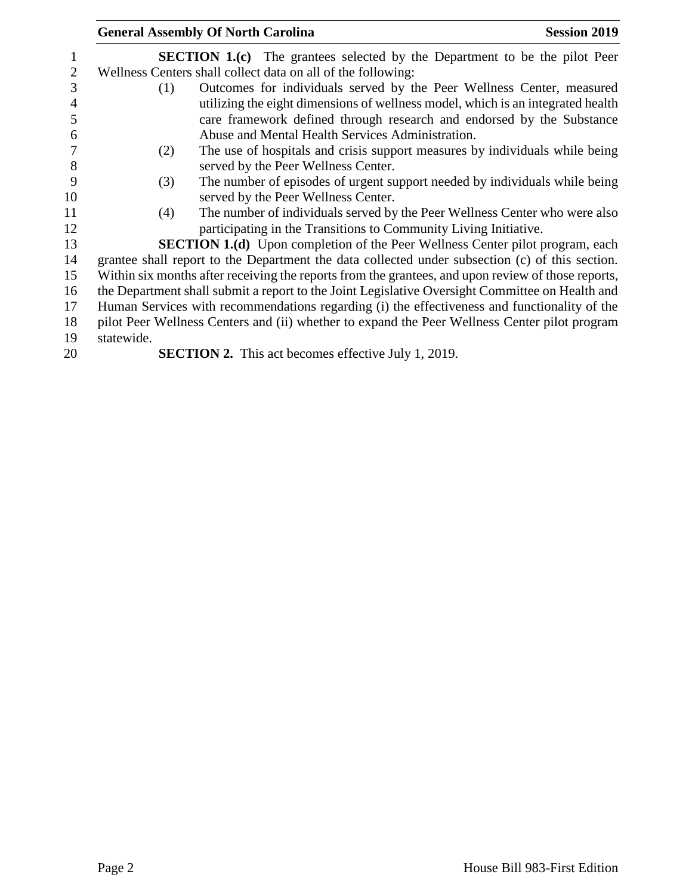**SECTION 1.(c)** The grantees selected by the Department to be the pilot Peer Wellness Centers shall collect data on all of the following:

(1) Outcomes for individuals served by the Peer Wellness Center, measured utilizing the eight dimensions of wellness model, which is an integrated health care framework defined through research and endorsed by the Substance Abuse and Mental Health Services Administration.

(2) The use of hospitals and crisis support measures by individuals while being served by the Peer Wellness Center.

(3) The number of episodes of urgent support needed by individuals while being served by the Peer Wellness Center.

(4) The number of individuals served by the Peer Wellness Center who were also participating in the Transitions to Community Living Initiative.

**SECTION 1.(d)** Upon completion of the Peer Wellness Center pilot program, each grantee shall report to the Department the data collected under subsection (c) of this section. Within six months after receiving the reports from the grantees, and upon review of those reports, the Department shall submit a report to the Joint Legislative Oversight Committee on Health and Human Services with recommendations regarding (i) the effectiveness and functionality of the pilot Peer Wellness Centers and (ii) whether to expand the Peer Wellness Center pilot program statewide.

**SECTION 2.** This act becomes effective July 1, 2019.